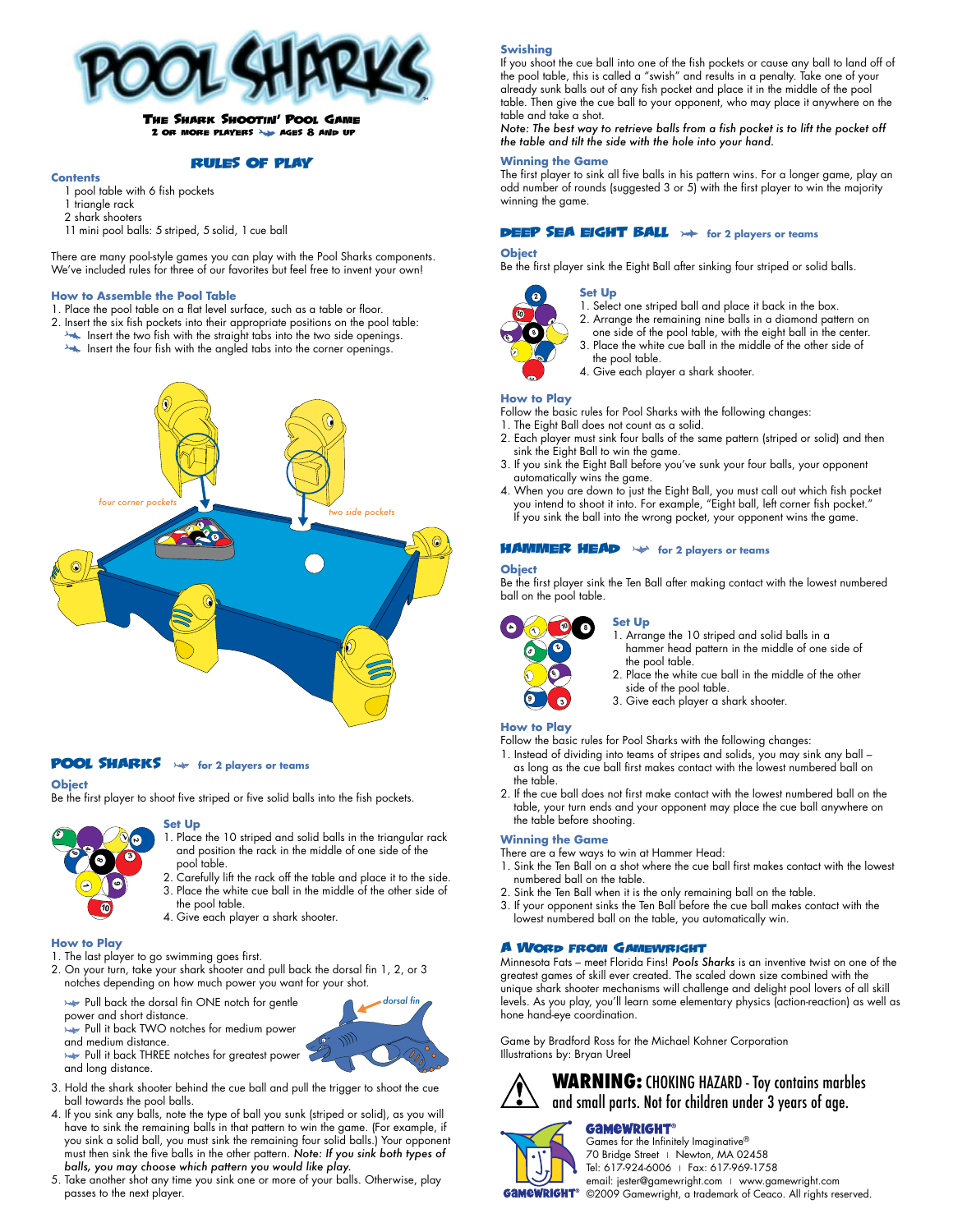# POOL SHARKS

**The Shark Shootin' Pool Game**
2 or more players · Ages 8 and up

## RULES OF PLAY

### Contents

1 pool table with 6 fish pockets
1 triangle rack
2 shark shooters
11 mini pool balls: 5 striped, 5 solid, 1 cue ball

There are many pool-style games you can play with the Pool Sharks components. We've included rules for three of our favorites but feel free to invent your own!

### How to Assemble the Pool Table

1. Place the pool table on a flat level surface, such as a table or floor.
2. Insert the six fish pockets into their appropriate positions on the pool table:
   - Insert the two fish with the straight tabs into the two side openings.
   - Insert the four fish with the angled tabs into the corner openings.

four corner pockets
two side pockets

## POOL SHARKS — for 2 players or teams

### Object

Be the first player to shoot five striped or five solid balls into the fish pockets.

### Set Up

1. Place the 10 striped and solid balls in the triangular rack and position the rack in the middle of one side of the pool table.
2. Carefully lift the rack off the table and place it to the side.
3. Place the white cue ball in the middle of the other side of the pool table.
4. Give each player a shark shooter.

### How to Play

1. The last player to go swimming goes first.
2. On your turn, take your shark shooter and pull back the dorsal fin 1, 2, or 3 notches depending on how much power you want for your shot.
   - Pull back the dorsal fin ONE notch for gentle power and short distance.
   - Pull it back TWO notches for medium power and medium distance.
   - Pull it back THREE notches for greatest power and long distance.

dorsal fin

3. Hold the shark shooter behind the cue ball and pull the trigger to shoot the cue ball towards the pool balls.
4. If you sink any balls, note the type of ball you sunk (striped or solid), as you will have to sink the remaining balls in that pattern to win the game. (For example, if you sink a solid ball, you must sink the remaining four solid balls.) Your opponent must then sink the five balls in the other pattern. *Note: If you sink both types of balls, you may choose which pattern you would like play.*
5. Take another shot any time you sink one or more of your balls. Otherwise, play passes to the next player.

### Swishing

If you shoot the cue ball into one of the fish pockets or cause any ball to land off of the pool table, this is called a "swish" and results in a penalty. Take one of your already sunk balls out of any fish pocket and place it in the middle of the pool table. Then give the cue ball to your opponent, who may place it anywhere on the table and take a shot.

*Note: The best way to retrieve balls from a fish pocket is to lift the pocket off the table and tilt the side with the hole into your hand.*

### Winning the Game

The first player to sink all five balls in his pattern wins. For a longer game, play an odd number of rounds (suggested 3 or 5) with the first player to win the majority winning the game.

## DEEP SEA EIGHT BALL — for 2 players or teams

### Object

Be the first player sink the Eight Ball after sinking four striped or solid balls.

### Set Up

1. Select one striped ball and place it back in the box.
2. Arrange the remaining nine balls in a diamond pattern on one side of the pool table, with the eight ball in the center.
3. Place the white cue ball in the middle of the other side of the pool table.
4. Give each player a shark shooter.

### How to Play

Follow the basic rules for Pool Sharks with the following changes:

1. The Eight Ball does not count as a solid.
2. Each player must sink four balls of the same pattern (striped or solid) and then sink the Eight Ball to win the game.
3. If you sink the Eight Ball before you've sunk your four balls, your opponent automatically wins the game.
4. When you are down to just the Eight Ball, you must call out which fish pocket you intend to shoot it into. For example, "Eight ball, left corner fish pocket." If you sink the ball into the wrong pocket, your opponent wins the game.

## HAMMER HEAD — for 2 players or teams

### Object

Be the first player sink the Ten Ball after making contact with the lowest numbered ball on the pool table.

### Set Up

1. Arrange the 10 striped and solid balls in a hammer head pattern in the middle of one side of the pool table.
2. Place the white cue ball in the middle of the other side of the pool table.
3. Give each player a shark shooter.

### How to Play

Follow the basic rules for Pool Sharks with the following changes:

1. Instead of dividing into teams of stripes and solids, you may sink any ball – as long as the cue ball first makes contact with the lowest numbered ball on the table.
2. If the cue ball does not first make contact with the lowest numbered ball on the table, your turn ends and your opponent may place the cue ball anywhere on the table before shooting.

### Winning the Game

There are a few ways to win at Hammer Head:

1. Sink the Ten Ball on a shot where the cue ball first makes contact with the lowest numbered ball on the table.
2. Sink the Ten Ball when it is the only remaining ball on the table.
3. If your opponent sinks the Ten Ball before the cue ball makes contact with the lowest numbered ball on the table, you automatically win.

## A WORD FROM GAMEWRIGHT

Minnesota Fats – meet Florida Fins! *Pools Sharks* is an inventive twist on one of the greatest games of skill ever created. The scaled down size combined with the unique shark shooter mechanisms will challenge and delight pool lovers of all skill levels. As you play, you'll learn some elementary physics (action-reaction) as well as hone hand-eye coordination.

Game by Bradford Ross for the Michael Kohner Corporation
Illustrations by: Bryan Ureel

**WARNING:** CHOKING HAZARD - Toy contains marbles and small parts. Not for children under 3 years of age.

**GAMEWRIGHT®**
Games for the Infinitely Imaginative®
70 Bridge Street | Newton, MA 02458
Tel: 617-924-6006 | Fax: 617-969-1758
email: jester@gamewright.com | www.gamewright.com
©2009 Gamewright, a trademark of Ceaco. All rights reserved.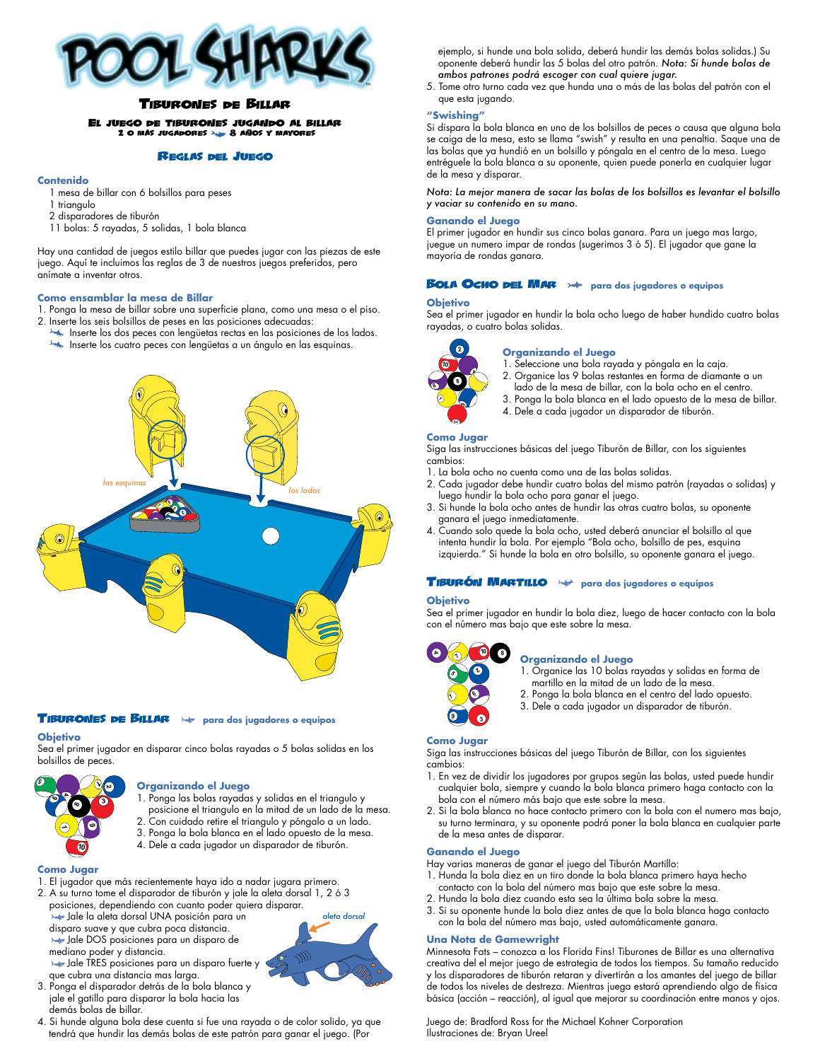# Tiburones de Billar

### El juego de tiburones jugando al billar
### 2 o más jugadores · 8 años y mayores

## Reglas del Juego

### Contenido

1 mesa de billar con 6 bolsillos para peses
1 triangulo
2 disparadores de tiburón
11 bolas: 5 rayadas, 5 solidas, 1 bola blanca

Hay una cantidad de juegos estilo billar que puedes jugar con las piezas de este juego. Aquí te incluimos las reglas de 3 de nuestros juegos preferidos, pero anímate a inventar otros.

### Como ensamblar la mesa de Billar

1. Ponga la mesa de billar sobre una superficie plana, como una mesa o el piso.
2. Inserte los seis bolsillos de peses en las posiciones adecuadas:
   - Inserte los dos peces con lengüetas rectas en las posiciones de los lados.
   - Inserte los cuatro peces con lengüetas a un ángulo en las esquinas.

las esquinas
los lados

## Tiburones de Billar — para dos jugadores o equipos

### Objetivo

Sea el primer jugador en disparar cinco bolas rayadas o 5 bolas solidas en los bolsillos de peces.

### Organizando el Juego

1. Ponga las bolas rayadas y solidas en el triangulo y posicione el triangulo en la mitad de un lado de la mesa.
2. Con cuidado retire el triangulo y póngalo a un lado.
3. Ponga la bola blanca en el lado opuesto de la mesa.
4. Dele a cada jugador un disparador de tiburón.

### Como Jugar

1. El jugador que más recientemente haya ido a nadar jugara primero.
2. A su turno tome el disparador de tiburón y jale la aleta dorsal 1, 2 ó 3 posiciones, dependiendo con cuanto poder quiera disparar.
   - Jale la aleta dorsal UNA posición para un disparo suave y que cubra poca distancia.
   - Jale DOS posiciones para un disparo de mediano poder y distancia.
   - Jale TRES posiciones para un disparo fuerte y que cubra una distancia mas larga.
3. Ponga el disparador detrás de la bola blanca y jale el gatillo para disparar la bola hacia las demás bolas de billar.
4. Si hunde alguna bola dese cuenta si fue una rayada o de color solido, ya que tendrá que hundir las demás bolas de este patrón para ganar el juego. (Por ejemplo, si hunde una bola solida, deberá hundir las demás bolas solidas.) Su oponente deberá hundir las 5 bolas del otro patrón. *Nota: Si hunde bolas de ambos patrones podrá escoger con cual quiere jugar.*
5. Tome otro turno cada vez que hunda una o más de las bolas del patrón con el que esta jugando.

aleta dorsal

### "Swishing"

Si dispara la bola blanca en uno de los bolsillos de peces o causa que alguna bola se caiga de la mesa, esto se llama "swish" y resulta en una penaltia. Saque una de las bolas que ya hundió en un bolsillo y póngala en el centro de la mesa. Luego entréguele la bola blanca a su oponente, quien puede ponerla en cualquier lugar de la mesa y disparar.

*Nota: La mejor manera de sacar las bolas de los bolsillos es levantar el bolsillo y vaciar su contenido en su mano.*

### Ganando el Juego

El primer jugador en hundir sus cinco bolas ganara. Para un juego mas largo, juegue un numero impar de rondas (sugerimos 3 ó 5). El jugador que gane la mayoría de rondas ganara.

## Bola Ocho del Mar — para dos jugadores o equipos

### Objetivo

Sea el primer jugador en hundir la bola ocho luego de haber hundido cuatro bolas rayadas, o cuatro bolas solidas.

### Organizando el Juego

1. Seleccione una bola rayada y póngala en la caja.
2. Organice las 9 bolas restantes en forma de diamante a un lado de la mesa de billar, con la bola ocho en el centro.
3. Ponga la bola blanca en el lado opuesto de la mesa de billar.
4. Dele a cada jugador un disparador de tiburón.

### Como Jugar

Siga las instrucciones básicas del juego Tiburón de Billar, con los siguientes cambios:

1. La bola ocho no cuenta como una de las bolas solidas.
2. Cada jugador debe hundir cuatro bolas del mismo patrón (rayadas o solidas) y luego hundir la bola ocho para ganar el juego.
3. Si hunde la bola ocho antes de hundir las otras cuatro bolas, su oponente ganara el juego inmediatamente.
4. Cuando solo quede la bola ocho, usted deberá anunciar el bolsillo al que intenta hundir la bola. Por ejemplo "Bola ocho, bolsillo de pes, esquina izquierda." Si hunde la bola en otro bolsillo, su oponente ganara el juego.

## Tiburón Martillo — para dos jugadores o equipos

### Objetivo

Sea el primer jugador en hundir la bola diez, luego de hacer contacto con la bola con el número mas bajo que este sobre la mesa.

### Organizando el Juego

1. Organice las 10 bolas rayadas y solidas en forma de martillo en la mitad de un lado de la mesa.
2. Ponga la bola blanca en el centro del lado opuesto.
3. Dele a cada jugador un disparador de tiburón.

### Como Jugar

Siga las instrucciones básicas del juego Tiburón de Billar, con los siguientes cambios:

1. En vez de dividir los jugadores por grupos según las bolas, usted puede hundir cualquier bola, siempre y cuando la bola blanca primero haga contacto con la bola con el número más bajo que este sobre la mesa.
2. Si la bola blanca no hace contacto primero con la bola con el numero mas bajo, su turno terminara, y su oponente podrá poner la bola blanca en cualquier parte de la mesa antes de disparar.

### Ganando el Juego

Hay varias maneras de ganar el juego del Tiburón Martillo:

1. Hunda la bola diez en un tiro donde la bola blanca primero haya hecho contacto con la bola del número mas bajo que este sobre la mesa.
2. Hunda la bola diez cuando esta sea la última bola sobre la mesa.
3. Si su oponente hunde la bola diez antes de que la bola blanca haga contacto con la bola del número mas bajo, usted automáticamente ganara.

### Una Nota de Gamewright

Minnesota Fats – conozca a los Florida Fins! Tiburones de Billar es una alternativa creativa del el mejor juego de estrategia de todos los tiempos. Su tamaño reducido y los disparadores de tiburón retaran y divertirán a los amantes del juego de billar de todos los niveles de destreza. Mientras juega estará aprendiendo algo de física básica (acción – reacción), al igual que mejorar su coordinación entre manos y ojos.

Juego de: Bradford Ross for the Michael Kohner Corporation
Ilustraciones de: Bryan Ureel